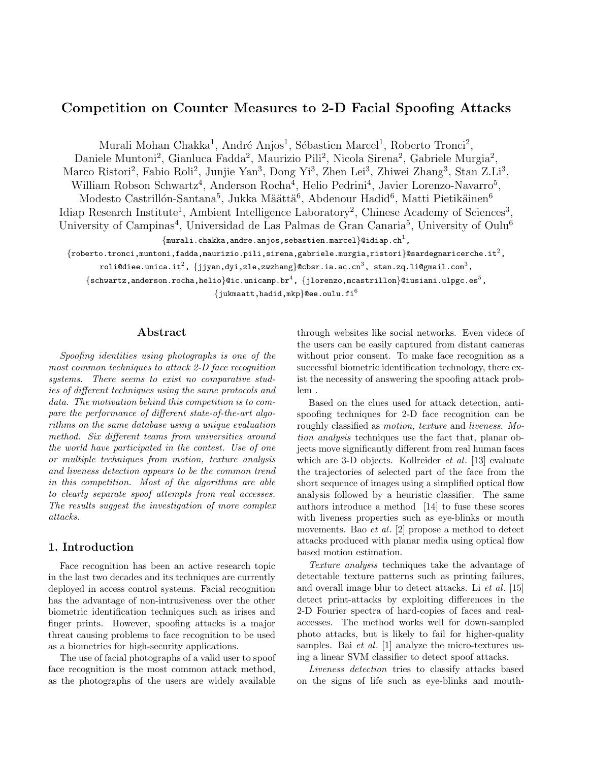# Competition on Counter Measures to 2-D Facial Spoofing Attacks

Murali Mohan Chakka[1], André Anjos[1], Sébastien Marcel[1], Roberto Tronci[2], Daniele Muntoni[2], Gianluca Fadda[2], Maurizio Pili[2], Nicola Sirena[2], Gabriele Murgia[2], Marco Ristori[2], Fabio Roli[2], Junjie Yan[3], Dong Yi[3], Zhen Lei[3], Zhiwei Zhang[3], Stan Z.Li[3], William Robson Schwartz[4], Anderson Rocha[4], Helio Pedrini[4], Javier Lorenzo-Navarro[5], Modesto Castrillón-Santana[5], Jukka Määttä[6], Abdenour Hadid[6], Matti Pietikäinen[6]

Idiap Research Institute[1], Ambient Intelligence Laboratory[2], Chinese Academy of Sciences[3], University of Campinas[4], Universidad de Las Palmas de Gran Canaria[5], University of Oulu[6]

{murali.chakka,andre.anjos,sebastien.marcel}@idiap.ch[1], {roberto.tronci,muntoni,fadda,maurizio.pili,sirena,gabriele.murgia,ristori}@sardegnaricerche.it[2], roli@diee.unica.it[2], {jjyan,dyi,zle,zwzhang}@cbsr.ia.ac.cn[3], stan.zq.li@gmail.com[3], {schwartz,anderson.rocha,helio}@ic.unicamp.br[4], {jlorenzo,mcastrillon}@iusiani.ulpgc.es[5], {jukmaatt,hadid,mkp}@ee.oulu.fi[6]

## Abstract

*Spoofing identities using photographs is one of the most common techniques to attack 2-D face recognition systems. There seems to exist no comparative studies of different techniques using the same protocols and data. The motivation behind this competition is to compare the performance of different state-of-the-art algorithms on the same database using a unique evaluation method. Six different teams from universities around the world have participated in the contest. Use of one or multiple techniques from motion, texture analysis and liveness detection appears to be the common trend in this competition. Most of the algorithms are able to clearly separate spoof attempts from real accesses. The results suggest the investigation of more complex attacks.*

## 1. Introduction

Face recognition has been an active research topic in the last two decades and its techniques are currently deployed in access control systems. Facial recognition has the advantage of non-intrusiveness over the other biometric identification techniques such as irises and finger prints. However, spoofing attacks is a major threat causing problems to face recognition to be used as a biometrics for high-security applications.

The use of facial photographs of a valid user to spoof face recognition is the most common attack method, as the photographs of the users are widely available through websites like social networks. Even videos of the users can be easily captured from distant cameras without prior consent. To make face recognition as a successful biometric identification technology, there exist the necessity of answering the spoofing attack problem .

Based on the clues used for attack detection, anti-spoofing techniques for 2-D face recognition can be roughly classified as *motion, texture* and *liveness*. *Motion analysis* techniques use the fact that, planar objects move significantly different from real human faces which are 3-D objects. Kollreider *et al.* [13] evaluate the trajectories of selected part of the face from the short sequence of images using a simplified optical flow analysis followed by a heuristic classifier. The same authors introduce a method [14] to fuse these scores with liveness properties such as eye-blinks or mouth movements. Bao *et al.* [2] propose a method to detect attacks produced with planar media using optical flow based motion estimation.

*Texture analysis* techniques take the advantage of detectable texture patterns such as printing failures, and overall image blur to detect attacks. Li *et al.* [15] detect print-attacks by exploiting differences in the 2-D Fourier spectra of hard-copies of faces and real-accesses. The method works well for down-sampled photo attacks, but is likely to fail for higher-quality samples. Bai *et al.* [1] analyze the micro-textures using a linear SVM classifier to detect spoof attacks.

*Liveness detection* tries to classify attacks based on the signs of life such as eye-blinks and mouth-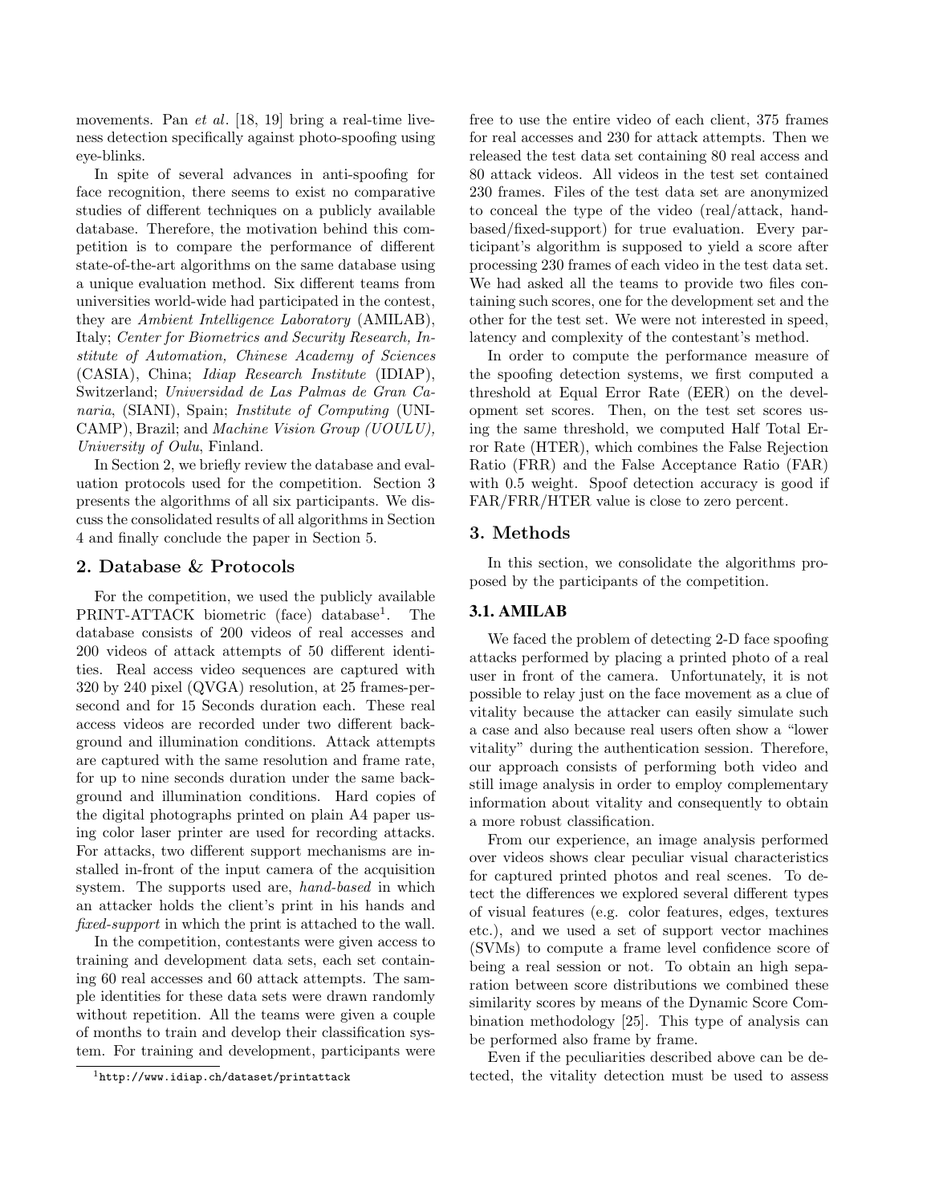movements. Pan *et al*. [18, 19] bring a real-time liveness detection specifically against photo-spoofing using eye-blinks.

In spite of several advances in anti-spoofing for face recognition, there seems to exist no comparative studies of different techniques on a publicly available database. Therefore, the motivation behind this competition is to compare the performance of different state-of-the-art algorithms on the same database using a unique evaluation method. Six different teams from universities world-wide had participated in the contest, they are *Ambient Intelligence Laboratory* (AMILAB), Italy; *Center for Biometrics and Security Research, Institute of Automation, Chinese Academy of Sciences* (CASIA), China; *Idiap Research Institute* (IDIAP), Switzerland; *Universidad de Las Palmas de Gran Canaria*, (SIANI), Spain; *Institute of Computing* (UNICAMP), Brazil; and *Machine Vision Group (UOULU), University of Oulu*, Finland.

In Section 2, we briefly review the database and evaluation protocols used for the competition. Section 3 presents the algorithms of all six participants. We discuss the consolidated results of all algorithms in Section 4 and finally conclude the paper in Section 5.

## 2. Database & Protocols

For the competition, we used the publicly available PRINT-ATTACK biometric (face) database[1]. The database consists of 200 videos of real accesses and 200 videos of attack attempts of 50 different identities. Real access video sequences are captured with 320 by 240 pixel (QVGA) resolution, at 25 frames-per-second and for 15 Seconds duration each. These real access videos are recorded under two different background and illumination conditions. Attack attempts are captured with the same resolution and frame rate, for up to nine seconds duration under the same background and illumination conditions. Hard copies of the digital photographs printed on plain A4 paper using color laser printer are used for recording attacks. For attacks, two different support mechanisms are installed in-front of the input camera of the acquisition system. The supports used are, *hand-based* in which an attacker holds the client's print in his hands and *fixed-support* in which the print is attached to the wall.

In the competition, contestants were given access to training and development data sets, each set containing 60 real accesses and 60 attack attempts. The sample identities for these data sets were drawn randomly without repetition. All the teams were given a couple of months to train and develop their classification system. For training and development, participants were free to use the entire video of each client, 375 frames for real accesses and 230 for attack attempts. Then we released the test data set containing 80 real access and 80 attack videos. All videos in the test set contained 230 frames. Files of the test data set are anonymized to conceal the type of the video (real/attack, hand-based/fixed-support) for true evaluation. Every participant's algorithm is supposed to yield a score after processing 230 frames of each video in the test data set. We had asked all the teams to provide two files containing such scores, one for the development set and the other for the test set. We were not interested in speed, latency and complexity of the contestant's method.

In order to compute the performance measure of the spoofing detection systems, we first computed a threshold at Equal Error Rate (EER) on the development set scores. Then, on the test set scores using the same threshold, we computed Half Total Error Rate (HTER), which combines the False Rejection Ratio (FRR) and the False Acceptance Ratio (FAR) with 0.5 weight. Spoof detection accuracy is good if FAR/FRR/HTER value is close to zero percent.

## 3. Methods

In this section, we consolidate the algorithms proposed by the participants of the competition.

### 3.1. AMILAB

We faced the problem of detecting 2-D face spoofing attacks performed by placing a printed photo of a real user in front of the camera. Unfortunately, it is not possible to relay just on the face movement as a clue of vitality because the attacker can easily simulate such a case and also because real users often show a "lower vitality" during the authentication session. Therefore, our approach consists of performing both video and still image analysis in order to employ complementary information about vitality and consequently to obtain a more robust classification.

From our experience, an image analysis performed over videos shows clear peculiar visual characteristics for captured printed photos and real scenes. To detect the differences we explored several different types of visual features (e.g. color features, edges, textures etc.), and we used a set of support vector machines (SVMs) to compute a frame level confidence score of being a real session or not. To obtain an high separation between score distributions we combined these similarity scores by means of the Dynamic Score Combination methodology [25]. This type of analysis can be performed also frame by frame.

Even if the peculiarities described above can be detected, the vitality detection must be used to assess

[1] http://www.idiap.ch/dataset/printattack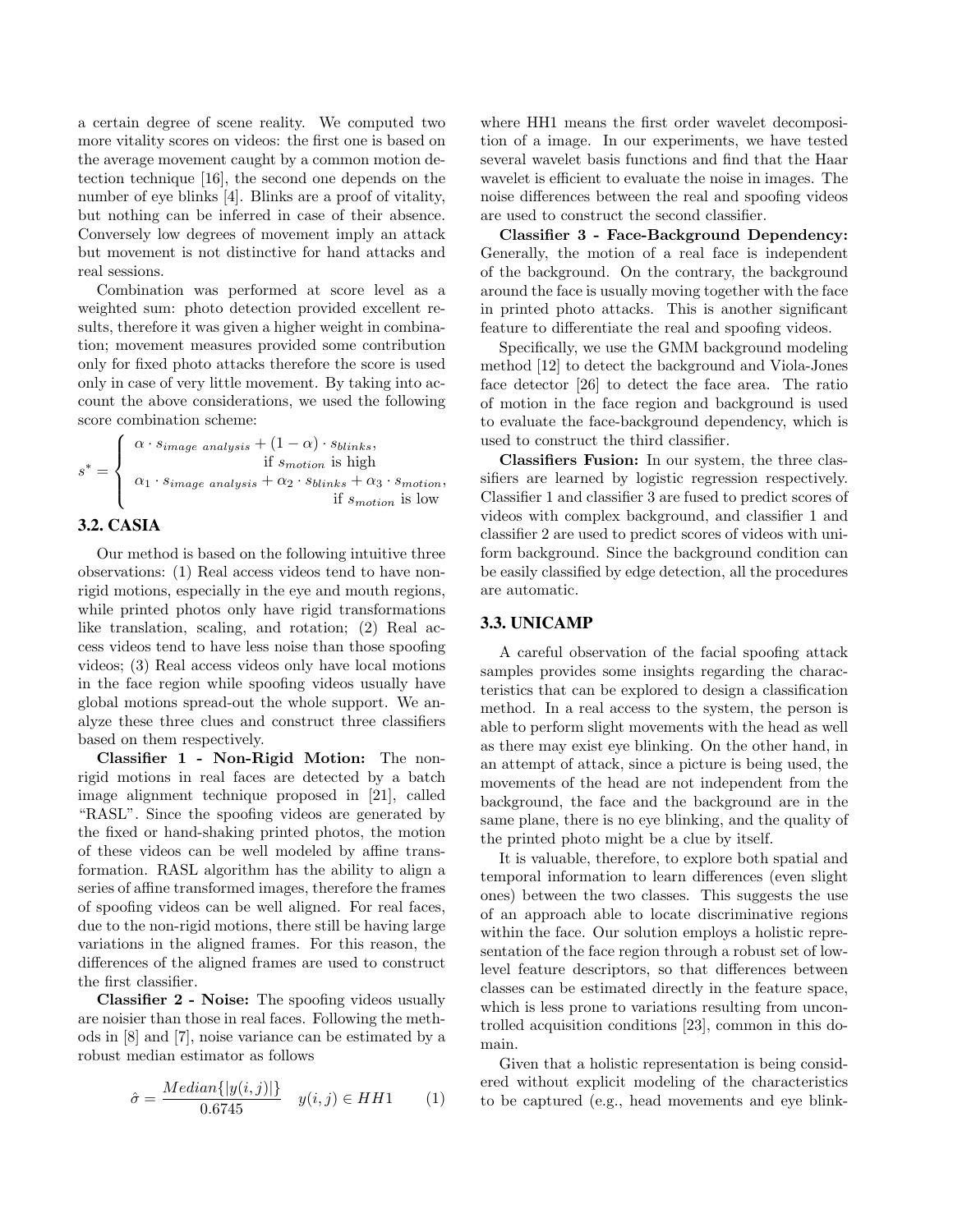a certain degree of scene reality. We computed two more vitality scores on videos: the first one is based on the average movement caught by a common motion detection technique [16], the second one depends on the number of eye blinks [4]. Blinks are a proof of vitality, but nothing can be inferred in case of their absence. Conversely low degrees of movement imply an attack but movement is not distinctive for hand attacks and real sessions.

Combination was performed at score level as a weighted sum: photo detection provided excellent results, therefore it was given a higher weight in combination; movement measures provided some contribution only for fixed photo attacks therefore the score is used only in case of very little movement. By taking into account the above considerations, we used the following score combination scheme:

$$s^* = \begin{cases} \alpha \cdot s_{image\ analysis} + (1-\alpha) \cdot s_{blinks}, & \text{if } s_{motion} \text{ is high} \\ \alpha_1 \cdot s_{image\ analysis} + \alpha_2 \cdot s_{blinks} + \alpha_3 \cdot s_{motion}, & \text{if } s_{motion} \text{ is low} \end{cases}$$

### 3.2. CASIA

Our method is based on the following intuitive three observations: (1) Real access videos tend to have non-rigid motions, especially in the eye and mouth regions, while printed photos only have rigid transformations like translation, scaling, and rotation; (2) Real access videos tend to have less noise than those spoofing videos; (3) Real access videos only have local motions in the face region while spoofing videos usually have global motions spread-out the whole support. We analyze these three clues and construct three classifiers based on them respectively.

**Classifier 1 - Non-Rigid Motion:** The non-rigid motions in real faces are detected by a batch image alignment technique proposed in [21], called "RASL". Since the spoofing videos are generated by the fixed or hand-shaking printed photos, the motion of these videos can be well modeled by affine transformation. RASL algorithm has the ability to align a series of affine transformed images, therefore the frames of spoofing videos can be well aligned. For real faces, due to the non-rigid motions, there still be having large variations in the aligned frames. For this reason, the differences of the aligned frames are used to construct the first classifier.

**Classifier 2 - Noise:** The spoofing videos usually are noisier than those in real faces. Following the methods in [8] and [7], noise variance can be estimated by a robust median estimator as follows

$$\hat{\sigma} = \frac{Median\{|y(i,j)|\}}{0.6745} \quad y(i,j) \in HH1 \qquad (1)$$

where HH1 means the first order wavelet decomposition of a image. In our experiments, we have tested several wavelet basis functions and find that the Haar wavelet is efficient to evaluate the noise in images. The noise differences between the real and spoofing videos are used to construct the second classifier.

**Classifier 3 - Face-Background Dependency:** Generally, the motion of a real face is independent of the background. On the contrary, the background around the face is usually moving together with the face in printed photo attacks. This is another significant feature to differentiate the real and spoofing videos.

Specifically, we use the GMM background modeling method [12] to detect the background and Viola-Jones face detector [26] to detect the face area. The ratio of motion in the face region and background is used to evaluate the face-background dependency, which is used to construct the third classifier.

**Classifiers Fusion:** In our system, the three classifiers are learned by logistic regression respectively. Classifier 1 and classifier 3 are fused to predict scores of videos with complex background, and classifier 1 and classifier 2 are used to predict scores of videos with uniform background. Since the background condition can be easily classified by edge detection, all the procedures are automatic.

### 3.3. UNICAMP

A careful observation of the facial spoofing attack samples provides some insights regarding the characteristics that can be explored to design a classification method. In a real access to the system, the person is able to perform slight movements with the head as well as there may exist eye blinking. On the other hand, in an attempt of attack, since a picture is being used, the movements of the head are not independent from the background, the face and the background are in the same plane, there is no eye blinking, and the quality of the printed photo might be a clue by itself.

It is valuable, therefore, to explore both spatial and temporal information to learn differences (even slight ones) between the two classes. This suggests the use of an approach able to locate discriminative regions within the face. Our solution employs a holistic representation of the face region through a robust set of low-level feature descriptors, so that differences between classes can be estimated directly in the feature space, which is less prone to variations resulting from uncontrolled acquisition conditions [23], common in this domain.

Given that a holistic representation is being considered without explicit modeling of the characteristics to be captured (e.g., head movements and eye blink-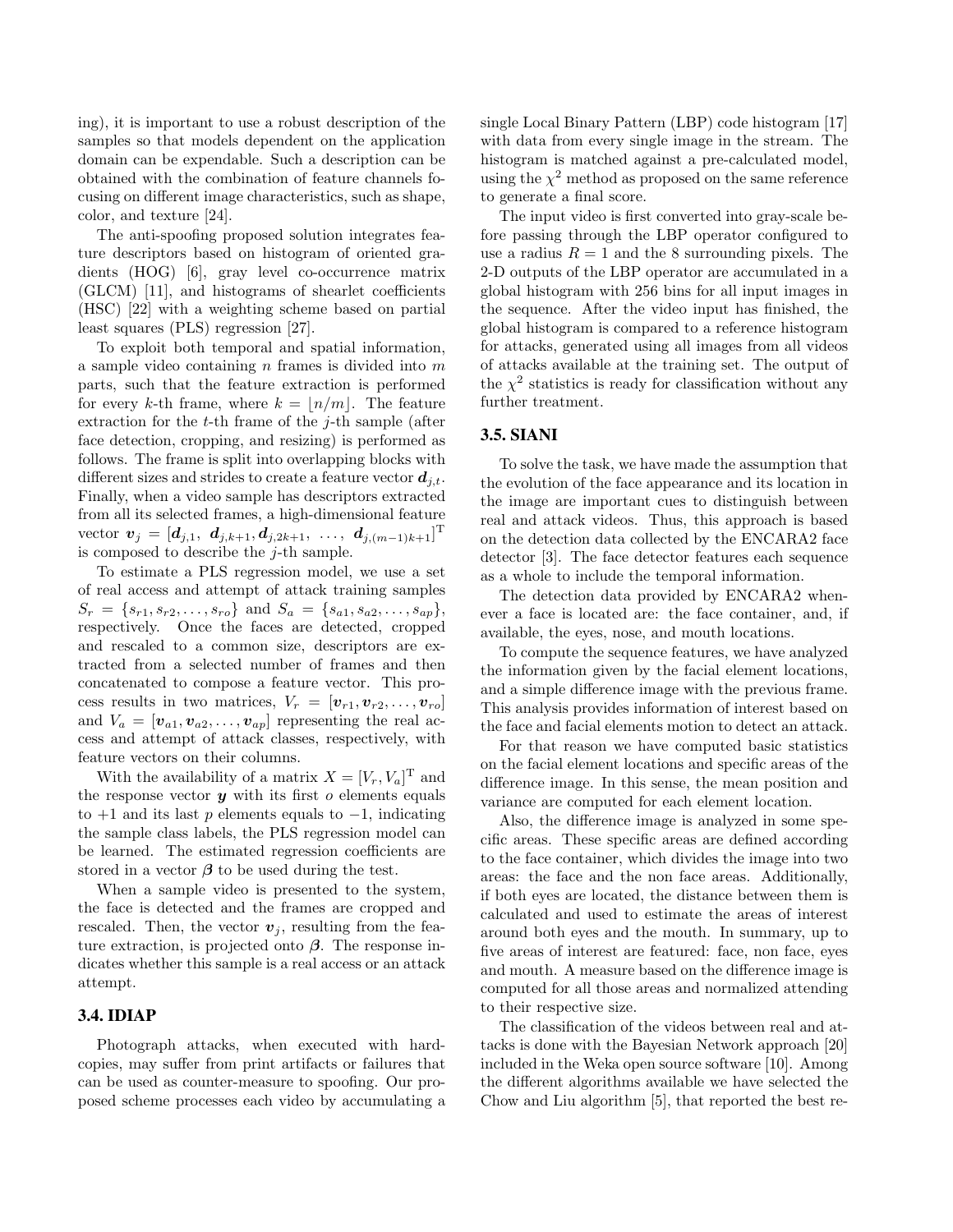ing), it is important to use a robust description of the samples so that models dependent on the application domain can be expendable. Such a description can be obtained with the combination of feature channels focusing on different image characteristics, such as shape, color, and texture [24].

The anti-spoofing proposed solution integrates feature descriptors based on histogram of oriented gradients (HOG) [6], gray level co-occurrence matrix (GLCM) [11], and histograms of shearlet coefficients (HSC) [22] with a weighting scheme based on partial least squares (PLS) regression [27].

To exploit both temporal and spatial information, a sample video containing $n$ frames is divided into $m$ parts, such that the feature extraction is performed for every $k$-th frame, where $k = \lfloor n/m \rfloor$. The feature extraction for the $t$-th frame of the $j$-th sample (after face detection, cropping, and resizing) is performed as follows. The frame is split into overlapping blocks with different sizes and strides to create a feature vector $\boldsymbol{d}_{j,t}$. Finally, when a video sample has descriptors extracted from all its selected frames, a high-dimensional feature vector $\boldsymbol{v}_j = [\boldsymbol{d}_{j,1},\ \boldsymbol{d}_{j,k+1}, \boldsymbol{d}_{j,2k+1},\ \ldots,\ \boldsymbol{d}_{j,(m-1)k+1}]^{\mathrm{T}}$ is composed to describe the $j$-th sample.

To estimate a PLS regression model, we use a set of real access and attempt of attack training samples $S_r = \{s_{r1}, s_{r2}, \ldots, s_{ro}\}$ and $S_a = \{s_{a1}, s_{a2}, \ldots, s_{ap}\}$, respectively. Once the faces are detected, cropped and rescaled to a common size, descriptors are extracted from a selected number of frames and then concatenated to compose a feature vector. This process results in two matrices, $V_r = [\boldsymbol{v}_{r1}, \boldsymbol{v}_{r2}, \ldots, \boldsymbol{v}_{ro}]$ and $V_a = [\boldsymbol{v}_{a1}, \boldsymbol{v}_{a2}, \ldots, \boldsymbol{v}_{ap}]$ representing the real access and attempt of attack classes, respectively, with feature vectors on their columns.

With the availability of a matrix $X = [V_r, V_a]^{\mathrm{T}}$ and the response vector $\boldsymbol{y}$ with its first $o$ elements equals to $+1$ and its last $p$ elements equals to $-1$, indicating the sample class labels, the PLS regression model can be learned. The estimated regression coefficients are stored in a vector $\boldsymbol{\beta}$ to be used during the test.

When a sample video is presented to the system, the face is detected and the frames are cropped and rescaled. Then, the vector $\boldsymbol{v}_j$, resulting from the feature extraction, is projected onto $\boldsymbol{\beta}$. The response indicates whether this sample is a real access or an attack attempt.

### 3.4. IDIAP

Photograph attacks, when executed with hard-copies, may suffer from print artifacts or failures that can be used as counter-measure to spoofing. Our proposed scheme processes each video by accumulating a single Local Binary Pattern (LBP) code histogram [17] with data from every single image in the stream. The histogram is matched against a pre-calculated model, using the $\chi^2$ method as proposed on the same reference to generate a final score.

The input video is first converted into gray-scale before passing through the LBP operator configured to use a radius $R = 1$ and the 8 surrounding pixels. The 2-D outputs of the LBP operator are accumulated in a global histogram with 256 bins for all input images in the sequence. After the video input has finished, the global histogram is compared to a reference histogram for attacks, generated using all images from all videos of attacks available at the training set. The output of the $\chi^2$ statistics is ready for classification without any further treatment.

### 3.5. SIANI

To solve the task, we have made the assumption that the evolution of the face appearance and its location in the image are important cues to distinguish between real and attack videos. Thus, this approach is based on the detection data collected by the ENCARA2 face detector [3]. The face detector features each sequence as a whole to include the temporal information.

The detection data provided by ENCARA2 whenever a face is located are: the face container, and, if available, the eyes, nose, and mouth locations.

To compute the sequence features, we have analyzed the information given by the facial element locations, and a simple difference image with the previous frame. This analysis provides information of interest based on the face and facial elements motion to detect an attack.

For that reason we have computed basic statistics on the facial element locations and specific areas of the difference image. In this sense, the mean position and variance are computed for each element location.

Also, the difference image is analyzed in some specific areas. These specific areas are defined according to the face container, which divides the image into two areas: the face and the non face areas. Additionally, if both eyes are located, the distance between them is calculated and used to estimate the areas of interest around both eyes and the mouth. In summary, up to five areas of interest are featured: face, non face, eyes and mouth. A measure based on the difference image is computed for all those areas and normalized attending to their respective size.

The classification of the videos between real and attacks is done with the Bayesian Network approach [20] included in the Weka open source software [10]. Among the different algorithms available we have selected the Chow and Liu algorithm [5], that reported the best re-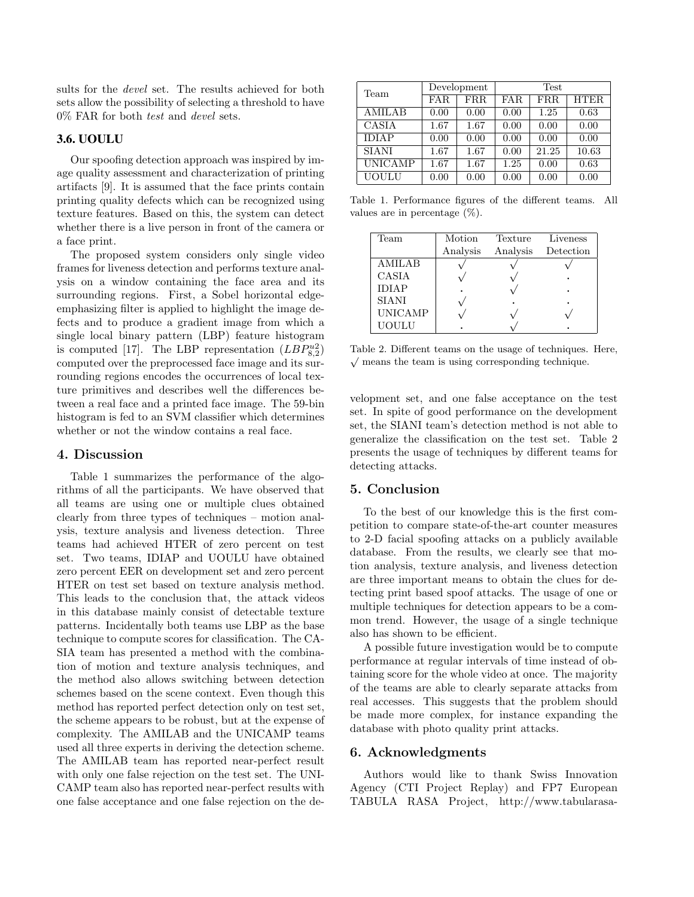sults for the *devel* set. The results achieved for both sets allow the possibility of selecting a threshold to have 0% FAR for both *test* and *devel* sets.

### 3.6. UOULU

Our spoofing detection approach was inspired by image quality assessment and characterization of printing artifacts [9]. It is assumed that the face prints contain printing quality defects which can be recognized using texture features. Based on this, the system can detect whether there is a live person in front of the camera or a face print.

The proposed system considers only single video frames for liveness detection and performs texture analysis on a window containing the face area and its surrounding regions. First, a Sobel horizontal edge-emphasizing filter is applied to highlight the image defects and to produce a gradient image from which a single local binary pattern (LBP) feature histogram is computed [17]. The LBP representation ($LBP^{u2}_{8,2}$) computed over the preprocessed face image and its surrounding regions encodes the occurrences of local texture primitives and describes well the differences between a real face and a printed face image. The 59-bin histogram is fed to an SVM classifier which determines whether or not the window contains a real face.

## 4. Discussion

Table 1 summarizes the performance of the algorithms of all the participants. We have observed that all teams are using one or multiple clues obtained clearly from three types of techniques – motion analysis, texture analysis and liveness detection. Three teams had achieved HTER of zero percent on test set. Two teams, IDIAP and UOULU have obtained zero percent EER on development set and zero percent HTER on test set based on texture analysis method. This leads to the conclusion that, the attack videos in this database mainly consist of detectable texture patterns. Incidentally both teams use LBP as the base technique to compute scores for classification. The CASIA team has presented a method with the combination of motion and texture analysis techniques, and the method also allows switching between detection schemes based on the scene context. Even though this method has reported perfect detection only on test set, the scheme appears to be robust, but at the expense of complexity. The AMILAB and the UNICAMP teams used all three experts in deriving the detection scheme. The AMILAB team has reported near-perfect result with only one false rejection on the test set. The UNICAMP team also has reported near-perfect results with one false acceptance and one false rejection on the development set, and one false acceptance on the test set. In spite of good performance on the development set, the SIANI team's detection method is not able to generalize the classification on the test set. Table 2 presents the usage of techniques by different teams for detecting attacks.

| Team | Development | | Test | | |
|---|---|---|---|---|---|
| | FAR | FRR | FAR | FRR | HTER |
| AMILAB | 0.00 | 0.00 | 0.00 | 1.25 | 0.63 |
| CASIA | 1.67 | 1.67 | 0.00 | 0.00 | 0.00 |
| IDIAP | 0.00 | 0.00 | 0.00 | 0.00 | 0.00 |
| SIANI | 1.67 | 1.67 | 0.00 | 21.25 | 10.63 |
| UNICAMP | 1.67 | 1.67 | 1.25 | 0.00 | 0.63 |
| UOULU | 0.00 | 0.00 | 0.00 | 0.00 | 0.00 |

Table 1. Performance figures of the different teams. All values are in percentage (%).

| Team | Motion Analysis | Texture Analysis | Liveness Detection |
|---|---|---|---|
| AMILAB | √ | √ | √ |
| CASIA | √ | √ | . |
| IDIAP | . | √ | . |
| SIANI | √ | . | . |
| UNICAMP | √ | √ | √ |
| UOULU | . | √ | . |

Table 2. Different teams on the usage of techniques. Here, √ means the team is using corresponding technique.

## 5. Conclusion

To the best of our knowledge this is the first competition to compare state-of-the-art counter measures to 2-D facial spoofing attacks on a publicly available database. From the results, we clearly see that motion analysis, texture analysis, and liveness detection are three important means to obtain the clues for detecting print based spoof attacks. The usage of one or multiple techniques for detection appears to be a common trend. However, the usage of a single technique also has shown to be efficient.

A possible future investigation would be to compute performance at regular intervals of time instead of obtaining score for the whole video at once. The majority of the teams are able to clearly separate attacks from real accesses. This suggests that the problem should be made more complex, for instance expanding the database with photo quality print attacks.

## 6. Acknowledgments

Authors would like to thank Swiss Innovation Agency (CTI Project Replay) and FP7 European TABULA RASA Project, http://www.tabularasa-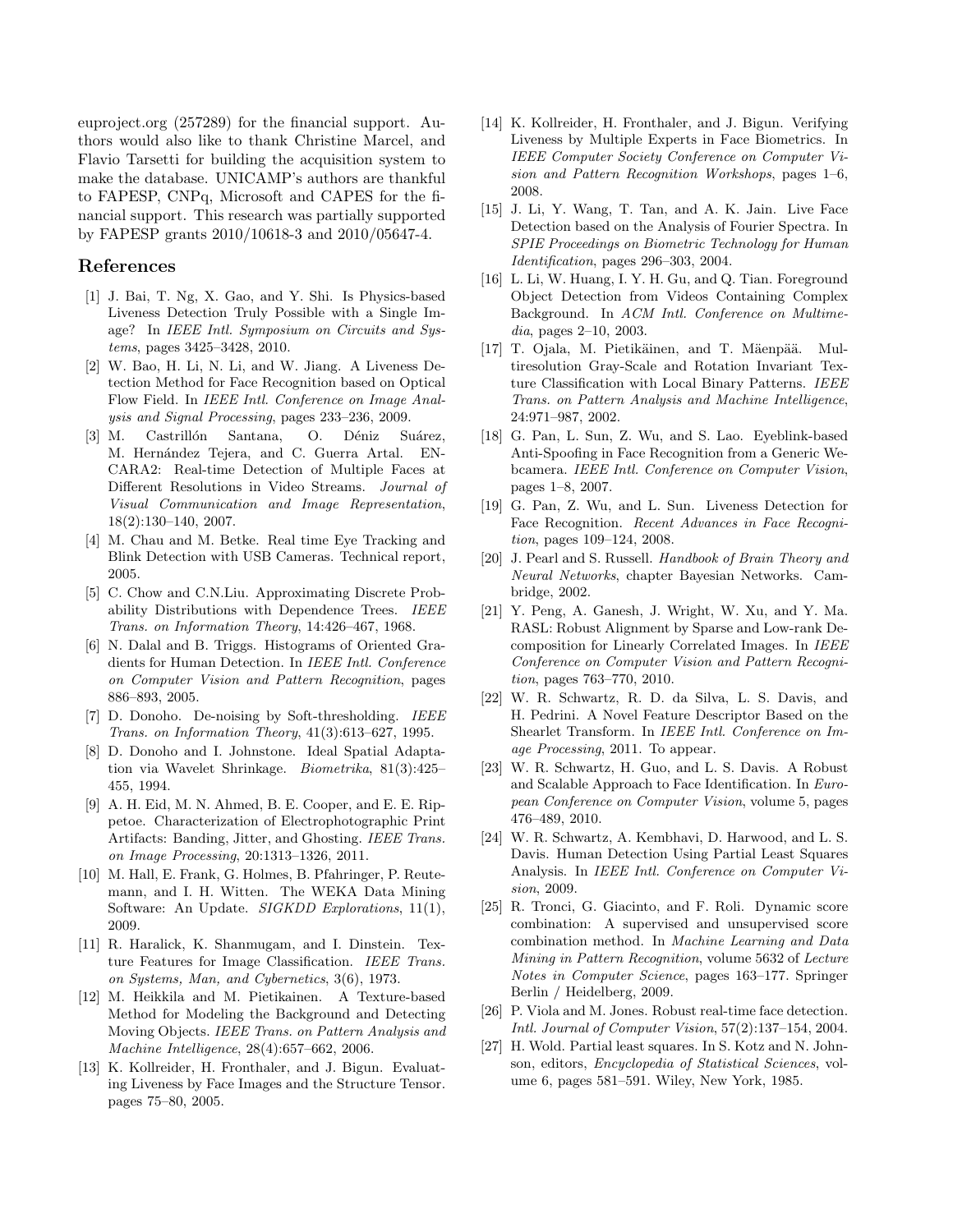euproject.org (257289) for the financial support. Authors would also like to thank Christine Marcel, and Flavio Tarsetti for building the acquisition system to make the database. UNICAMP's authors are thankful to FAPESP, CNPq, Microsoft and CAPES for the financial support. This research was partially supported by FAPESP grants 2010/10618-3 and 2010/05647-4.

## References

[1] J. Bai, T. Ng, X. Gao, and Y. Shi. Is Physics-based Liveness Detection Truly Possible with a Single Image? In *IEEE Intl. Symposium on Circuits and Systems*, pages 3425–3428, 2010.

[2] W. Bao, H. Li, N. Li, and W. Jiang. A Liveness Detection Method for Face Recognition based on Optical Flow Field. In *IEEE Intl. Conference on Image Analysis and Signal Processing*, pages 233–236, 2009.

[3] M. Castrillón Santana, O. Déniz Suárez, M. Hernández Tejera, and C. Guerra Artal. ENCARA2: Real-time Detection of Multiple Faces at Different Resolutions in Video Streams. *Journal of Visual Communication and Image Representation*, 18(2):130–140, 2007.

[4] M. Chau and M. Betke. Real time Eye Tracking and Blink Detection with USB Cameras. Technical report, 2005.

[5] C. Chow and C.N.Liu. Approximating Discrete Probability Distributions with Dependence Trees. *IEEE Trans. on Information Theory*, 14:426–467, 1968.

[6] N. Dalal and B. Triggs. Histograms of Oriented Gradients for Human Detection. In *IEEE Intl. Conference on Computer Vision and Pattern Recognition*, pages 886–893, 2005.

[7] D. Donoho. De-noising by Soft-thresholding. *IEEE Trans. on Information Theory*, 41(3):613–627, 1995.

[8] D. Donoho and I. Johnstone. Ideal Spatial Adaptation via Wavelet Shrinkage. *Biometrika*, 81(3):425–455, 1994.

[9] A. H. Eid, M. N. Ahmed, B. E. Cooper, and E. E. Rippetoe. Characterization of Electrophotographic Print Artifacts: Banding, Jitter, and Ghosting. *IEEE Trans. on Image Processing*, 20:1313–1326, 2011.

[10] M. Hall, E. Frank, G. Holmes, B. Pfahringer, P. Reutemann, and I. H. Witten. The WEKA Data Mining Software: An Update. *SIGKDD Explorations*, 11(1), 2009.

[11] R. Haralick, K. Shanmugam, and I. Dinstein. Texture Features for Image Classification. *IEEE Trans. on Systems, Man, and Cybernetics*, 3(6), 1973.

[12] M. Heikkila and M. Pietikainen. A Texture-based Method for Modeling the Background and Detecting Moving Objects. *IEEE Trans. on Pattern Analysis and Machine Intelligence*, 28(4):657–662, 2006.

[13] K. Kollreider, H. Fronthaler, and J. Bigun. Evaluating Liveness by Face Images and the Structure Tensor. pages 75–80, 2005.

[14] K. Kollreider, H. Fronthaler, and J. Bigun. Verifying Liveness by Multiple Experts in Face Biometrics. In *IEEE Computer Society Conference on Computer Vision and Pattern Recognition Workshops*, pages 1–6, 2008.

[15] J. Li, Y. Wang, T. Tan, and A. K. Jain. Live Face Detection based on the Analysis of Fourier Spectra. In *SPIE Proceedings on Biometric Technology for Human Identification*, pages 296–303, 2004.

[16] L. Li, W. Huang, I. Y. H. Gu, and Q. Tian. Foreground Object Detection from Videos Containing Complex Background. In *ACM Intl. Conference on Multimedia*, pages 2–10, 2003.

[17] T. Ojala, M. Pietikäinen, and T. Mäenpää. Multiresolution Gray-Scale and Rotation Invariant Texture Classification with Local Binary Patterns. *IEEE Trans. on Pattern Analysis and Machine Intelligence*, 24:971–987, 2002.

[18] G. Pan, L. Sun, Z. Wu, and S. Lao. Eyeblink-based Anti-Spoofing in Face Recognition from a Generic Webcamera. *IEEE Intl. Conference on Computer Vision*, pages 1–8, 2007.

[19] G. Pan, Z. Wu, and L. Sun. Liveness Detection for Face Recognition. *Recent Advances in Face Recognition*, pages 109–124, 2008.

[20] J. Pearl and S. Russell. *Handbook of Brain Theory and Neural Networks*, chapter Bayesian Networks. Cambridge, 2002.

[21] Y. Peng, A. Ganesh, J. Wright, W. Xu, and Y. Ma. RASL: Robust Alignment by Sparse and Low-rank Decomposition for Linearly Correlated Images. In *IEEE Conference on Computer Vision and Pattern Recognition*, pages 763–770, 2010.

[22] W. R. Schwartz, R. D. da Silva, L. S. Davis, and H. Pedrini. A Novel Feature Descriptor Based on the Shearlet Transform. In *IEEE Intl. Conference on Image Processing*, 2011. To appear.

[23] W. R. Schwartz, H. Guo, and L. S. Davis. A Robust and Scalable Approach to Face Identification. In *European Conference on Computer Vision*, volume 5, pages 476–489, 2010.

[24] W. R. Schwartz, A. Kembhavi, D. Harwood, and L. S. Davis. Human Detection Using Partial Least Squares Analysis. In *IEEE Intl. Conference on Computer Vision*, 2009.

[25] R. Tronci, G. Giacinto, and F. Roli. Dynamic score combination: A supervised and unsupervised score combination method. In *Machine Learning and Data Mining in Pattern Recognition*, volume 5632 of *Lecture Notes in Computer Science*, pages 163–177. Springer Berlin / Heidelberg, 2009.

[26] P. Viola and M. Jones. Robust real-time face detection. *Intl. Journal of Computer Vision*, 57(2):137–154, 2004.

[27] H. Wold. Partial least squares. In S. Kotz and N. Johnson, editors, *Encyclopedia of Statistical Sciences*, volume 6, pages 581–591. Wiley, New York, 1985.